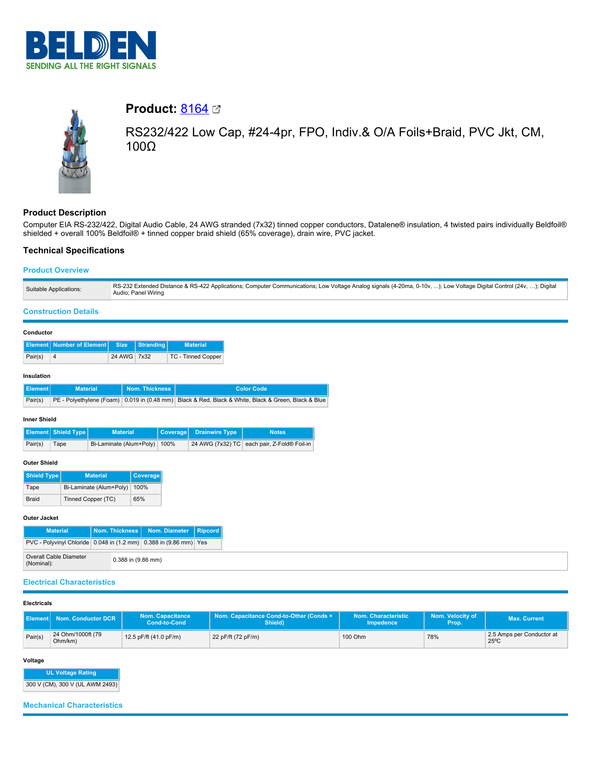# Product: 8164

RS232/422 Low Cap, #24-4pr, FPO, Indiv.& O/A Foils+Braid, PVC Jkt, CM, 100Ω

## Product Description

Computer EIA RS-232/422, Digital Audio Cable, 24 AWG stranded (7x32) tinned copper conductors, Datalene® insulation, 4 twisted pairs individually Beldfoil® shielded + overall 100% Beldfoil® + tinned copper braid shield (65% coverage), drain wire, PVC jacket.

## Technical Specifications

### Product Overview

| | |
|---|---|
| Suitable Applications: | RS-232 Extended Distance & RS-422 Applications; Computer Communications; Low Voltage Analog signals (4-20ma, 0-10v, ...); Low Voltage Digital Control (24v, ...); Digital Audio; Panel Wiring |

### Construction Details

#### Conductor

| Element | Number of Element | Size | Stranding | Material |
|---|---|---|---|---|
| Pair(s) | 4 | 24 AWG | 7x32 | TC - Tinned Copper |

#### Insulation

| Element | Material | Nom. Thickness | Color Code |
|---|---|---|---|
| Pair(s) | PE - Polyethylene (Foam) | 0.019 in (0.48 mm) | Black & Red, Black & White, Black & Green, Black & Blue |

#### Inner Shield

| Element | Shield Type | Material | Coverage | Drainwire Type | Notes |
|---|---|---|---|---|---|
| Pair(s) | Tape | Bi-Laminate (Alum+Poly) | 100% | 24 AWG (7x32) TC | each pair, Z-Fold® Foil-in |

#### Outer Shield

| Shield Type | Material | Coverage |
|---|---|---|
| Tape | Bi-Laminate (Alum+Poly) | 100% |
| Braid | Tinned Copper (TC) | 65% |

#### Outer Jacket

| Material | Nom. Thickness | Nom. Diameter | Ripcord |
|---|---|---|---|
| PVC - Polyvinyl Chloride | 0.048 in (1.2 mm) | 0.388 in (9.86 mm) | Yes |

| | |
|---|---|
| Overall Cable Diameter (Nominal): | 0.388 in (9.86 mm) |

### Electrical Characteristics

#### Electricals

| Element | Nom. Conductor DCR | Nom. Capacitance Cond-to-Cond | Nom. Capacitance Cond-to-Other (Conds + Shield) | Nom. Characteristic Impedence | Nom. Velocity of Prop. | Max. Current |
|---|---|---|---|---|---|---|
| Pair(s) | 24 Ohm/1000ft (79 Ohm/km) | 12.5 pF/ft (41.0 pF/m) | 22 pF/ft (72 pF/m) | 100 Ohm | 78% | 2.5 Amps per Conductor at 25ºC |

#### Voltage

| UL Voltage Rating |
|---|
| 300 V (CM), 300 V (UL AWM 2493) |

### Mechanical Characteristics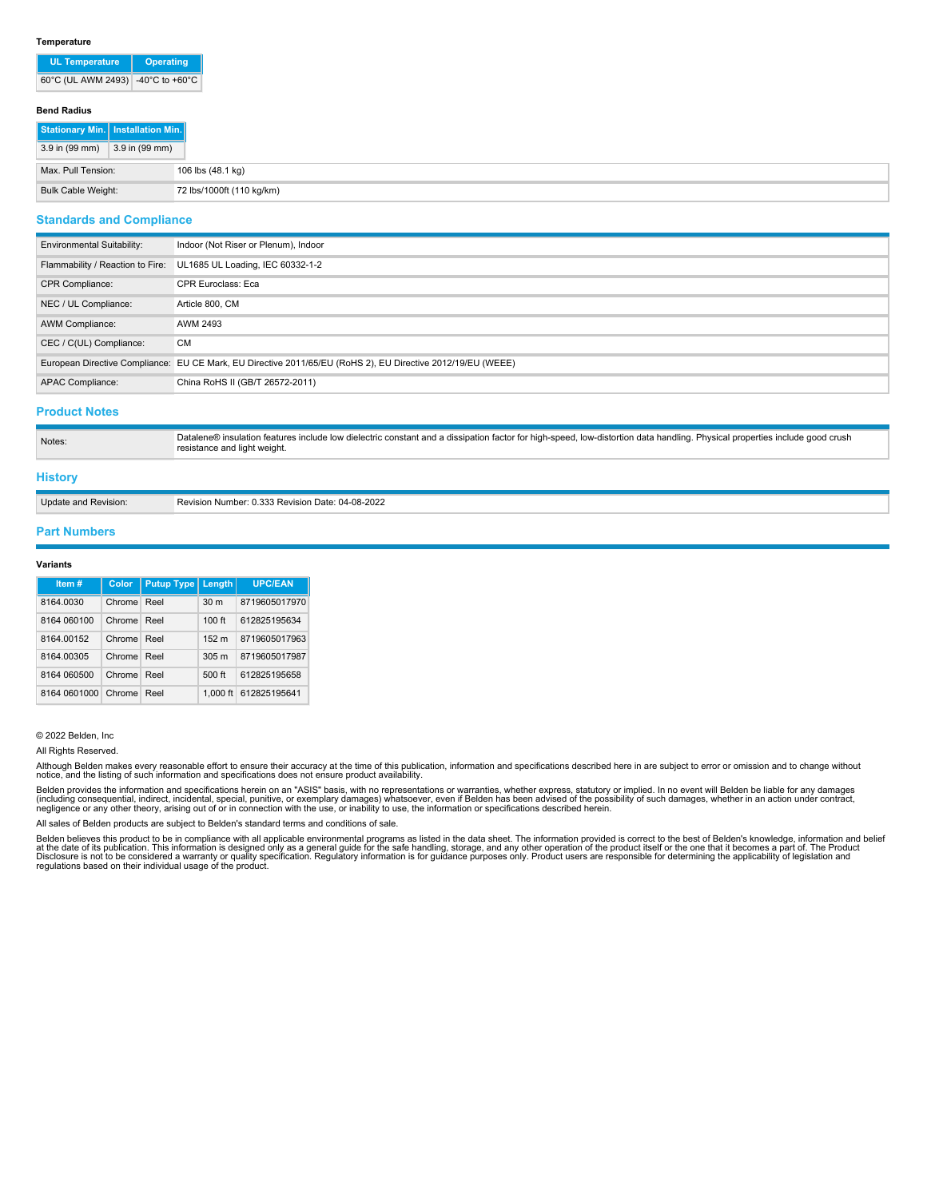**Temperature**

| UL Temperature | Operating |
| --- | --- |
| 60°C (UL AWM 2493) | -40°C to +60°C |

**Bend Radius**

| Stationary Min. | Installation Min. |
| --- | --- |
| 3.9 in (99 mm) | 3.9 in (99 mm) |

| | |
| --- | --- |
| Max. Pull Tension: | 106 lbs (48.1 kg) |
| Bulk Cable Weight: | 72 lbs/1000ft (110 kg/km) |

## Standards and Compliance

| | |
| --- | --- |
| Environmental Suitability: | Indoor (Not Riser or Plenum), Indoor |
| Flammability / Reaction to Fire: | UL1685 UL Loading, IEC 60332-1-2 |
| CPR Compliance: | CPR Euroclass: Eca |
| NEC / UL Compliance: | Article 800, CM |
| AWM Compliance: | AWM 2493 |
| CEC / C(UL) Compliance: | CM |
| European Directive Compliance: | EU CE Mark, EU Directive 2011/65/EU (RoHS 2), EU Directive 2012/19/EU (WEEE) |
| APAC Compliance: | China RoHS II (GB/T 26572-2011) |

## Product Notes

| | |
| --- | --- |
| Notes: | Datalene® insulation features include low dielectric constant and a dissipation factor for high-speed, low-distortion data handling. Physical properties include good crush resistance and light weight. |

## History

| | |
| --- | --- |
| Update and Revision: | Revision Number: 0.333 Revision Date: 04-08-2022 |

## Part Numbers

**Variants**

| Item # | Color | Putup Type | Length | UPC/EAN |
| --- | --- | --- | --- | --- |
| 8164.0030 | Chrome | Reel | 30 m | 8719605017970 |
| 8164 060100 | Chrome | Reel | 100 ft | 612825195634 |
| 8164.00152 | Chrome | Reel | 152 m | 8719605017963 |
| 8164.00305 | Chrome | Reel | 305 m | 8719605017987 |
| 8164 060500 | Chrome | Reel | 500 ft | 612825195658 |
| 8164 0601000 | Chrome | Reel | 1,000 ft | 612825195641 |

© 2022 Belden, Inc

All Rights Reserved.

Although Belden makes every reasonable effort to ensure their accuracy at the time of this publication, information and specifications described here in are subject to error or omission and to change without notice, and the listing of such information and specifications does not ensure product availability.

Belden provides the information and specifications herein on an "ASIS" basis, with no representations or warranties, whether express, statutory or implied. In no event will Belden be liable for any damages (including consequential, indirect, incidental, special, punitive, or exemplary damages) whatsoever, even if Belden has been advised of the possibility of such damages, whether in an action under contract, negligence or any other theory, arising out of or in connection with the use, or inability to use, the information or specifications described herein.

All sales of Belden products are subject to Belden's standard terms and conditions of sale.

Belden believes this product to be in compliance with all applicable environmental programs as listed in the data sheet. The information provided is correct to the best of Belden's knowledge, information and belief at the date of its publication. This information is designed only as a general guide for the safe handling, storage, and any other operation of the product itself or the one that it becomes a part of. The Product Disclosure is not to be considered a warranty or quality specification. Regulatory information is for guidance purposes only. Product users are responsible for determining the applicability of legislation and regulations based on their individual usage of the product.